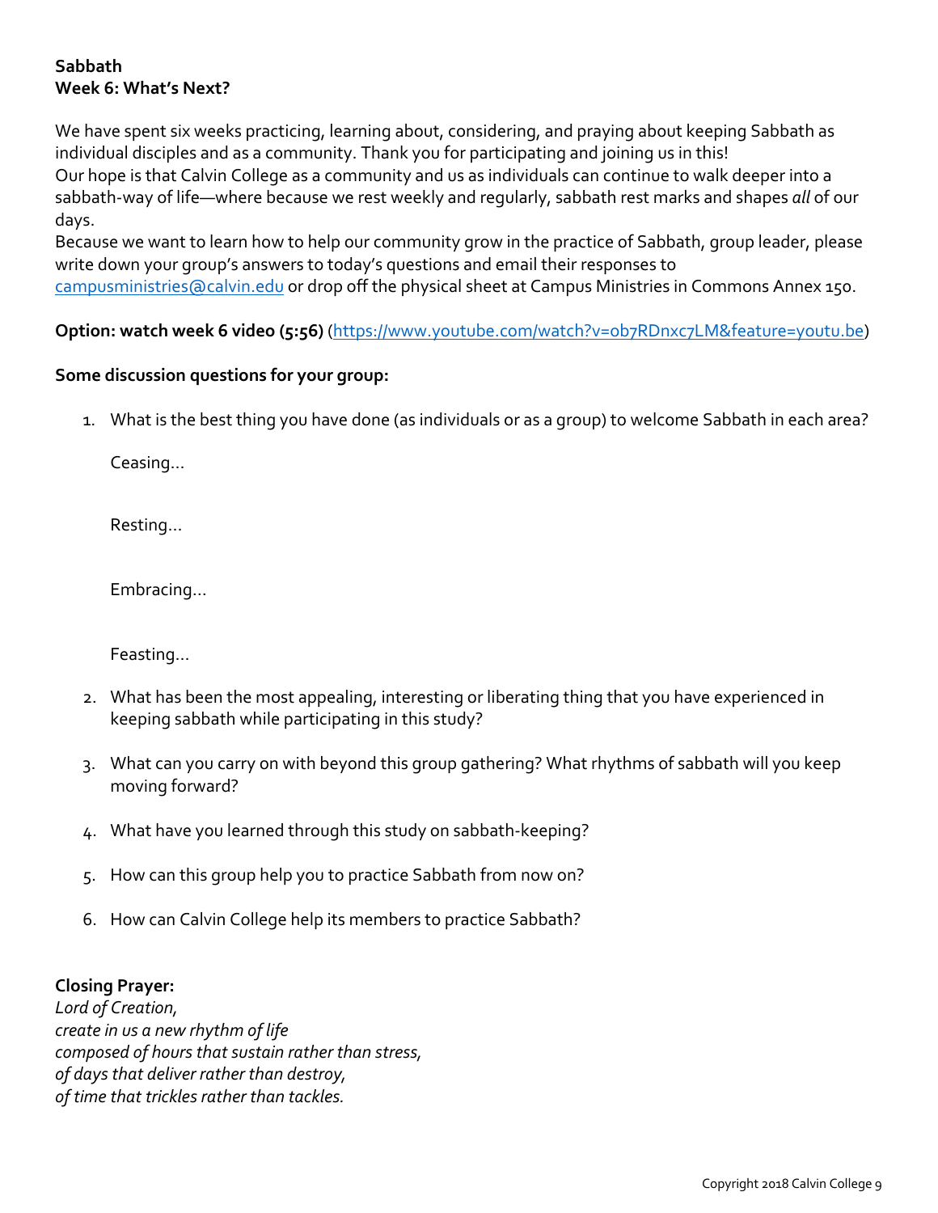**Sabbath**
**Week 6: What's Next?**

We have spent six weeks practicing, learning about, considering, and praying about keeping Sabbath as individual disciples and as a community. Thank you for participating and joining us in this!
Our hope is that Calvin College as a community and us as individuals can continue to walk deeper into a sabbath-way of life—where because we rest weekly and regularly, sabbath rest marks and shapes *all* of our days.
Because we want to learn how to help our community grow in the practice of Sabbath, group leader, please write down your group's answers to today's questions and email their responses to campusministries@calvin.edu or drop off the physical sheet at Campus Ministries in Commons Annex 150.

**Option: watch week 6 video (5:56)** (https://www.youtube.com/watch?v=ob7RDnxc7LM&feature=youtu.be)

**Some discussion questions for your group:**

1. What is the best thing you have done (as individuals or as a group) to welcome Sabbath in each area?

   Ceasing…

   Resting…

   Embracing…

   Feasting…

2. What has been the most appealing, interesting or liberating thing that you have experienced in keeping sabbath while participating in this study?
3. What can you carry on with beyond this group gathering? What rhythms of sabbath will you keep moving forward?
4. What have you learned through this study on sabbath-keeping?
5. How can this group help you to practice Sabbath from now on?
6. How can Calvin College help its members to practice Sabbath?

**Closing Prayer:**
*Lord of Creation,*
*create in us a new rhythm of life*
*composed of hours that sustain rather than stress,*
*of days that deliver rather than destroy,*
*of time that trickles rather than tackles.*

Copyright 2018 Calvin College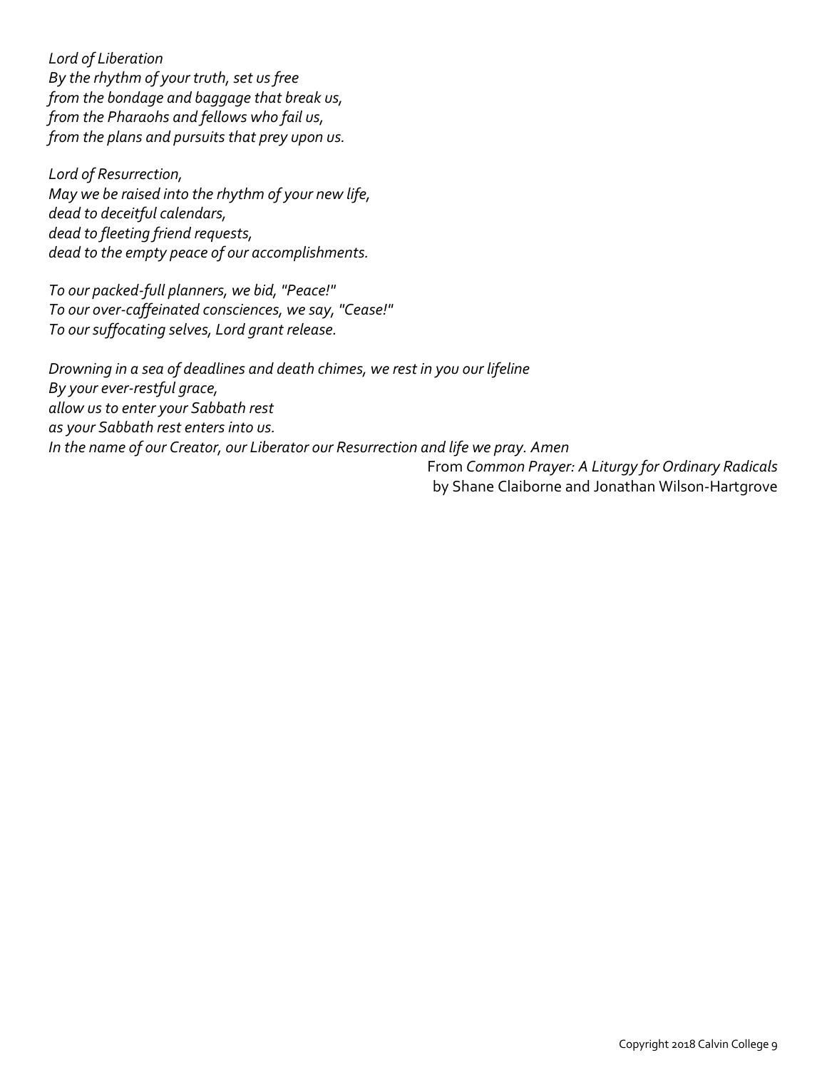*Lord of Liberation*
*By the rhythm of your truth, set us free*
*from the bondage and baggage that break us,*
*from the Pharaohs and fellows who fail us,*
*from the plans and pursuits that prey upon us.*

*Lord of Resurrection,*
*May we be raised into the rhythm of your new life,*
*dead to deceitful calendars,*
*dead to fleeting friend requests,*
*dead to the empty peace of our accomplishments.*

*To our packed-full planners, we bid, "Peace!"*
*To our over-caffeinated consciences, we say, "Cease!"*
*To our suffocating selves, Lord grant release.*

*Drowning in a sea of deadlines and death chimes, we rest in you our lifeline*
*By your ever-restful grace,*
*allow us to enter your Sabbath rest*
*as your Sabbath rest enters into us.*
*In the name of our Creator, our Liberator our Resurrection and life we pray. Amen*

From *Common Prayer: A Liturgy for Ordinary Radicals*
by Shane Claiborne and Jonathan Wilson-Hartgrove

Copyright 2018 Calvin College